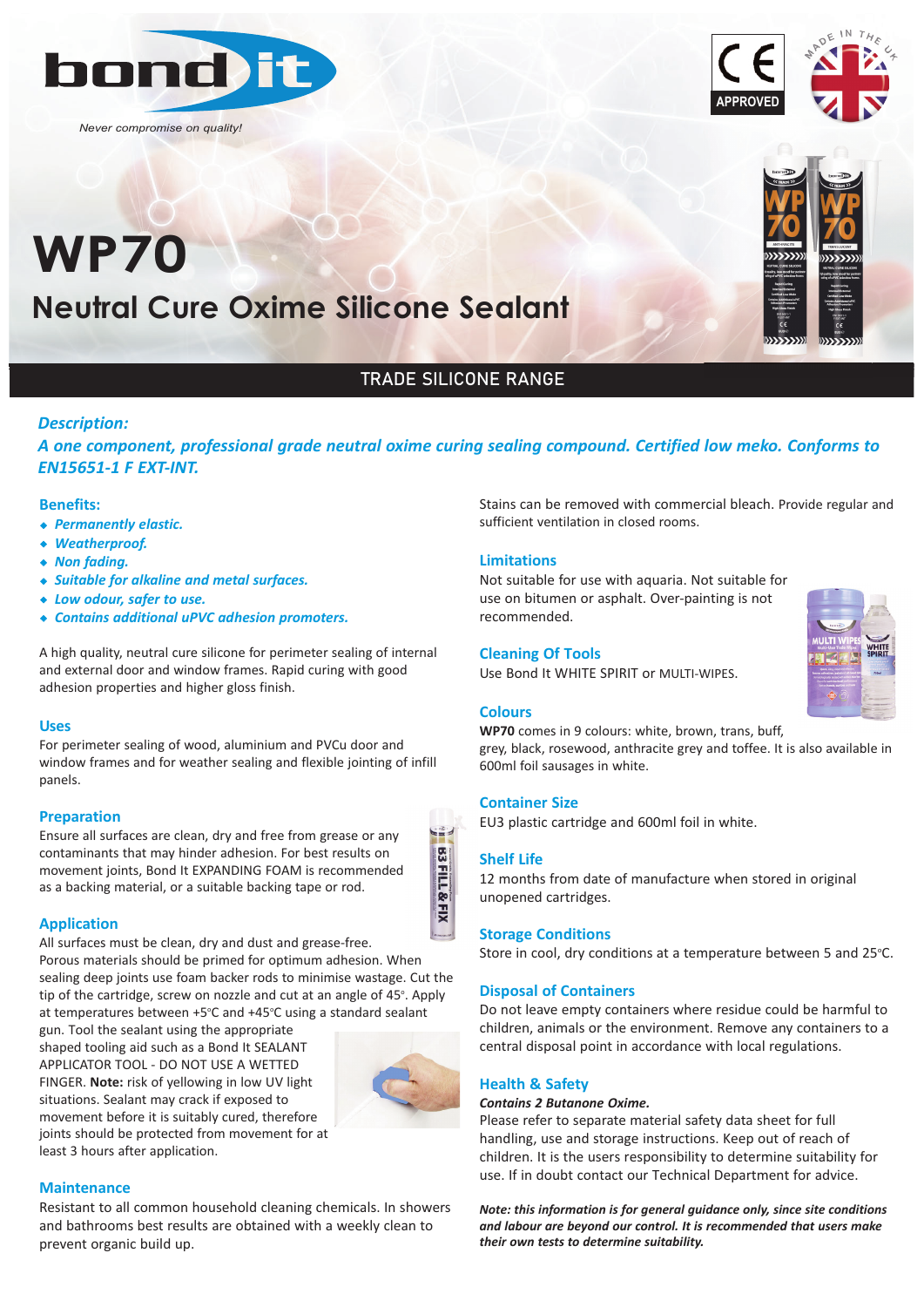Never compromise on quality!

# WP70

## Neutral Cure Oxime Silicone Sealant

TRADE SILICONE RANGE

### *Description:*

*A one component, professional grade neutral oxime curing sealing compound. Certified low meko. Conforms to EN15651-1 F EXT-INT.*

### Benefits:

- *Permanently elastic.*
- *Weatherproof.*
- *Non fading.*
- *Suitable for alkaline and metal surfaces.*
- *Low odour, safer to use.*
- *Contains additional uPVC adhesion promoters.*

A high quality, neutral cure silicone for perimeter sealing of internal and external door and window frames. Rapid curing with good adhesion properties and higher gloss finish.

### Uses

For perimeter sealing of wood, aluminium and PVCu door and window frames and for weather sealing and flexible jointing of infill panels.

### Preparation

Ensure all surfaces are clean, dry and free from grease or any contaminants that may hinder adhesion. For best results on movement joints, Bond It EXPANDING FOAM is recommended as a backing material, or a suitable backing tape or rod.

### Application

All surfaces must be clean, dry and dust and grease-free. Porous materials should be primed for optimum adhesion. When sealing deep joints use foam backer rods to minimise wastage. Cut the tip of the cartridge, screw on nozzle and cut at an angle of 45°. Apply at temperatures between +5°C and +45°C using a standard sealant gun. Tool the sealant using the appropriate shaped tooling aid such as a Bond It SEALANT APPLICATOR TOOL - DO NOT USE A WETTED FINGER. **Note:** risk of yellowing in low UV light situations. Sealant may crack if exposed to movement before it is suitably cured, therefore joints should be protected from movement for at least 3 hours after application.

### Maintenance

Resistant to all common household cleaning chemicals. In showers and bathrooms best results are obtained with a weekly clean to prevent organic build up. Stains can be removed with commercial bleach. Provide regular and sufficient ventilation in closed rooms.

### Limitations

Not suitable for use with aquaria. Not suitable for use on bitumen or asphalt. Over-painting is not recommended.

### Cleaning Of Tools

Use Bond It WHITE SPIRIT or MULTI-WIPES.

### Colours

**WP70** comes in 9 colours: white, brown, trans, buff, grey, black, rosewood, anthracite grey and toffee. It is also available in 600ml foil sausages in white.

### Container Size

EU3 plastic cartridge and 600ml foil in white.

### Shelf Life

12 months from date of manufacture when stored in original unopened cartridges.

### Storage Conditions

Store in cool, dry conditions at a temperature between 5 and 25°C.

### Disposal of Containers

Do not leave empty containers where residue could be harmful to children, animals or the environment. Remove any containers to a central disposal point in accordance with local regulations.

### Health & Safety

***Contains 2 Butanone Oxime.***

Please refer to separate material safety data sheet for full handling, use and storage instructions. Keep out of reach of children. It is the users responsibility to determine suitability for use. If in doubt contact our Technical Department for advice.

***Note: this information is for general guidance only, since site conditions and labour are beyond our control. It is recommended that users make their own tests to determine suitability.***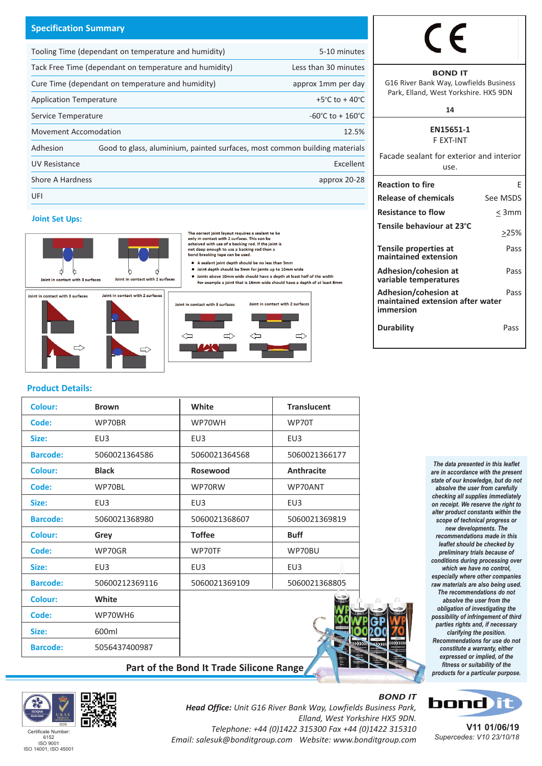## Specification Summary

| | |
|---|---|
| Tooling Time (dependant on temperature and humidity) | 5-10 minutes |
| Tack Free Time (dependant on temperature and humidity) | Less than 30 minutes |
| Cure Time (dependant on temperature and humidity) | approx 1mm per day |
| Application Temperature | +5°C to + 40°C |
| Service Temperature | -60°C to + 160°C |
| Movement Accomodation | 12.5% |
| Adhesion | Good to glass, aluminium, painted surfaces, most common building materials |
| UV Resistance | Excellent |
| Shore A Hardness | approx 20-28 |
| UFI | |

CE

**BOND IT**
G16 River Bank Way, Lowfields Business Park, Elland, West Yorkshire. HX5 9DN

14

**EN15651-1**
F EXT-INT

Facade sealant for exterior and interior use.

| | |
|---|---|
| **Reaction to fire** | E |
| **Release of chemicals** | See MSDS |
| **Resistance to flow** | ≤ 3mm |
| **Tensile behaviour at 23°C** | ≥25% |
| **Tensile properties at maintained extension** | Pass |
| **Adhesion/cohesion at variable temperatures** | Pass |
| **Adhesion/cohesion at maintained extension after water immersion** | Pass |
| **Durability** | Pass |

### Joint Set Ups:

Joint in contact with 3 surfaces

Joint in contact with 2 surfaces

The correct joint layout requires a sealant to be only in contact with 2 surfaces. This can be acheived with use of a backing rod. If the joint is not deep enough to use a backing rod then a bond breaking tape can be used.

- A sealant joint depth should be no less than 5mm
- Joint depth should be 5mm for joints up to 10mm wide
- Joints above 10mm wide should have a depth at least half of the width
  For example a joint that is 16mm wide should have a depth of at least 8mm

Joint in contact with 3 surfaces

Joint in contact with 2 surfaces

Joint in contact with 3 surfaces

Joint in contact with 2 surfaces

### Product Details:

| | | | |
|---|---|---|---|
| **Colour:** | **Brown** | **White** | **Translucent** |
| **Code:** | WP70BR | WP70WH | WP70T |
| **Size:** | EU3 | EU3 | EU3 |
| **Barcode:** | 5060021364586 | 5060021364568 | 5060021366177 |
| **Colour:** | **Black** | **Rosewood** | **Anthracite** |
| **Code:** | WP70BL | WP70RW | WP70ANT |
| **Size:** | EU3 | EU3 | EU3 |
| **Barcode:** | 5060021368980 | 5060021368607 | 5060021369819 |
| **Colour:** | **Grey** | **Toffee** | **Buff** |
| **Code:** | WP70GR | WP70TF | WP70BU |
| **Size:** | EU3 | EU3 | EU3 |
| **Barcode:** | 50600212369116 | 5060021369109 | 5060021368805 |
| **Colour:** | **White** | | |
| **Code:** | WP70WH6 | | |
| **Size:** | 600ml | | |
| **Barcode:** | 5056437400987 | | |

**Part of the Bond It Trade Silicone Range**

*The data presented in this leaflet are in accordance with the present state of our knowledge, but do not absolve the user from carefully checking all supplies immediately on receipt. We reserve the right to alter product constants within the scope of technical progress or new developments. The recommendations made in this leaflet should be checked by preliminary trials because of conditions during processing over which we have no control, especially where other companies raw materials are also being used. The recommendations do not absolve the user from the obligation of investigating the possibility of infringement of third parties rights and, if necessary clarifying the position. Recommendations for use do not constitute a warranty, either expressed or implied, of the fitness or suitability of the products for a particular purpose.*

Certificate Number: 6152
ISO 9001
ISO 14001; ISO 45001

***BOND IT***
***Head Office:*** *Unit G16 River Bank Way, Lowfields Business Park, Elland, West Yorkshire HX5 9DN.*
*Telephone: +44 (0)1422 315300 Fax +44 (0)1422 315310*
*Email: salesuk@bonditgroup.com Website: www.bonditgroup.com*

**V11 01/06/19**
*Supercedes: V10 23/10/18*